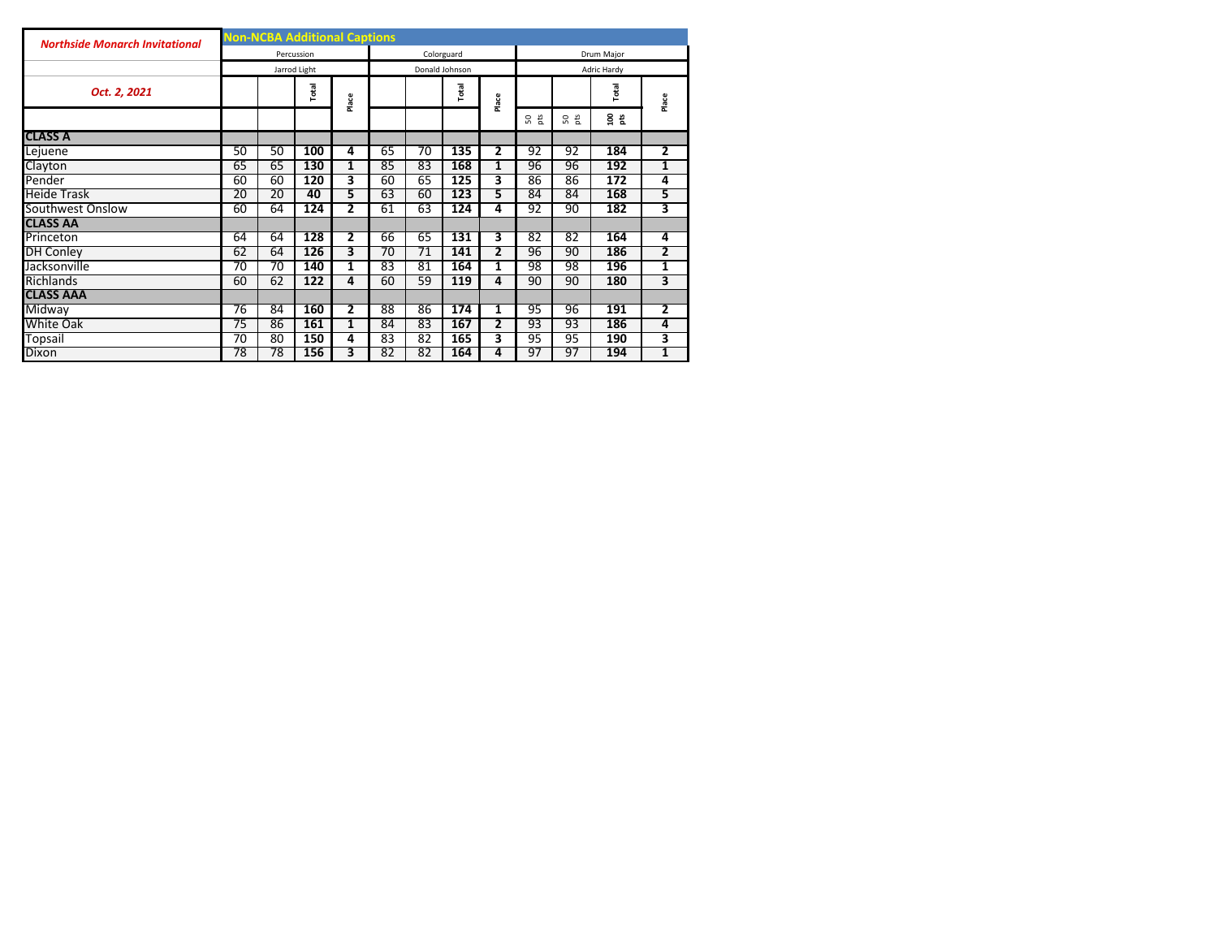| Northside Monarch Invitational | Non-NCBA Additional Captions | | | | | | | | | | | |
|---|---|---|---|---|---|---|---|---|---|---|---|---|
| | Percussion | | | | Colorguard | | | | Drum Major | | | |
| | Jarrod Light | | | | Donald Johnson | | | | Adric Hardy | | | |
| Oct. 2, 2021 | | | Total | Place | | | Total | Place | | | Total | Place |
| | | | | | | | | | 50 pts | 50 pts | 100 pts | |
| **CLASS A** | | | | | | | | | | | | |
| Lejuene | 50 | 50 | **100** | **4** | 65 | 70 | **135** | **2** | 92 | 92 | **184** | **2** |
| Clayton | 65 | 65 | **130** | **1** | 85 | 83 | **168** | **1** | 96 | 96 | **192** | **1** |
| Pender | 60 | 60 | **120** | **3** | 60 | 65 | **125** | **3** | 86 | 86 | **172** | **4** |
| Heide Trask | 20 | 20 | **40** | **5** | 63 | 60 | **123** | **5** | 84 | 84 | **168** | **5** |
| Southwest Onslow | 60 | 64 | **124** | **2** | 61 | 63 | **124** | **4** | 92 | 90 | **182** | **3** |
| **CLASS AA** | | | | | | | | | | | | |
| Princeton | 64 | 64 | **128** | **2** | 66 | 65 | **131** | **3** | 82 | 82 | **164** | **4** |
| DH Conley | 62 | 64 | **126** | **3** | 70 | 71 | **141** | **2** | 96 | 90 | **186** | **2** |
| Jacksonville | 70 | 70 | **140** | **1** | 83 | 81 | **164** | **1** | 98 | 98 | **196** | **1** |
| Richlands | 60 | 62 | **122** | **4** | 60 | 59 | **119** | **4** | 90 | 90 | **180** | **3** |
| **CLASS AAA** | | | | | | | | | | | | |
| Midway | 76 | 84 | **160** | **2** | 88 | 86 | **174** | **1** | 95 | 96 | **191** | **2** |
| White Oak | 75 | 86 | **161** | **1** | 84 | 83 | **167** | **2** | 93 | 93 | **186** | **4** |
| Topsail | 70 | 80 | **150** | **4** | 83 | 82 | **165** | **3** | 95 | 95 | **190** | **3** |
| Dixon | 78 | 78 | **156** | **3** | 82 | 82 | **164** | **4** | 97 | 97 | **194** | **1** |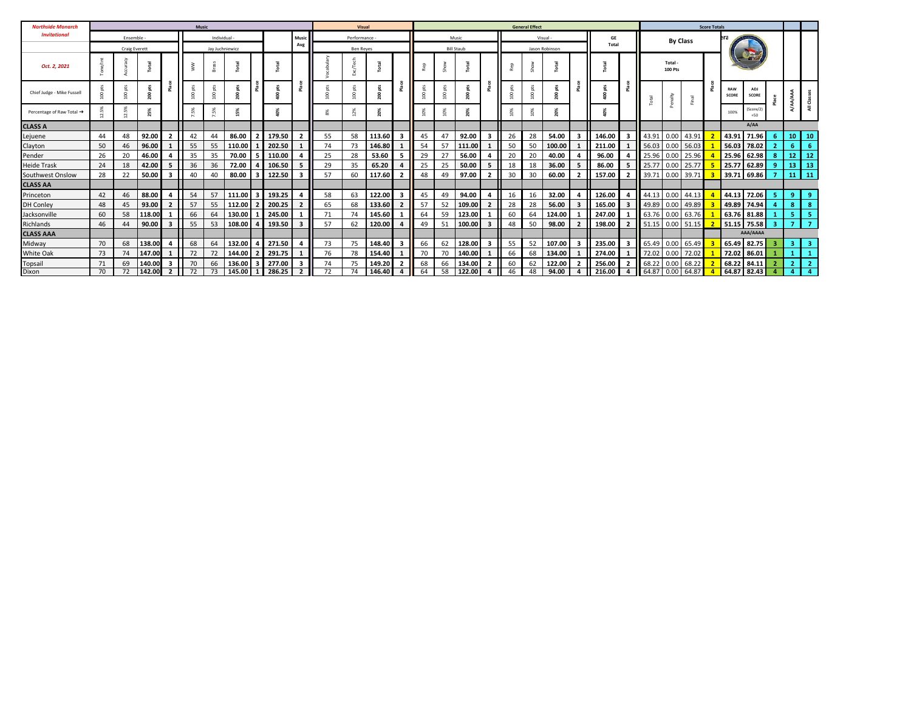| Northside Monarch Invitational | Music | | | | | | | | | | | Visual | | | | General Effect | | | | | | | | | | | Score Totals | | | | | | | | |
|---|---|---|---|---|---|---|---|---|---|---|---|---|---|---|---|---|---|---|---|---|---|---|---|---|---|---|---|---|---|---|---|---|---|---|---|
| | Ensemble - Craig Everett | | | | Individual - Jay Juchniewicz | | | | | Music Avg | | Performance - Ben Reyes | | | | Music - Bill Staub | | | | Visual - Jason Robinson | | | | GE Total | | | By Class | | | | | | | | |
| Oct. 2, 2021 | Tone/Int | Accuracy | Total | Place | WW | Brass | Total | Place | Total | Place | | Vocabulary | Exc/Tech | Total | Place | Rep | Show | Total | Place | Rep | Show | Total | Place | Total | Place | | Total - 100 Pts | | | Place | | | | | |
| Chief Judge - Mike Fussell | 100 pts | 100 pts | 200 pts | | 100 pts | 100 pts | 200 pts | | 400 pts | | | 100 pts | 100 pts | 200 pts | | 100 pts | 100 pts | 200 pts | | 100 pts | 100 pts | 200 pts | | 400 pts | | | Total | Penalty | Final | | RAW SCORE | ADJ SCORE | Place | A/AA/AAA | All Classes |
| Percentage of Raw Total → | 12.5% | 12.5% | 25% | | 7.5% | 7.5% | 15% | | 40% | | | 8% | 12% | 20% | | 10% | 10% | 20% | | 10% | 10% | 20% | | 40% | | | | | | | 100% | (Score/2) +50 | | | |
| **CLASS A** | | | | | | | | | | | | | | | | | | | | | | | | | | | | | | | A/AA | | | | |
| Lejuene | 44 | 48 | 92.00 | 2 | 42 | 44 | 86.00 | 2 | 179.50 | 2 | | 55 | 58 | 113.60 | 3 | 45 | 47 | 92.00 | 3 | 26 | 28 | 54.00 | 3 | 146.00 | 3 | | 43.91 | 0.00 | 43.91 | 2 | 43.91 | 71.96 | 6 | 10 | 10 |
| Clayton | 50 | 46 | 96.00 | 1 | 55 | 55 | 110.00 | 1 | 202.50 | 1 | | 74 | 73 | 146.80 | 1 | 54 | 57 | 111.00 | 1 | 50 | 50 | 100.00 | 1 | 211.00 | 1 | | 56.03 | 0.00 | 56.03 | 1 | 56.03 | 78.02 | 2 | 6 | 6 |
| Pender | 26 | 20 | 46.00 | 4 | 35 | 35 | 70.00 | 5 | 110.00 | 4 | | 25 | 28 | 53.60 | 5 | 29 | 27 | 56.00 | 4 | 20 | 20 | 40.00 | 4 | 96.00 | 4 | | 25.96 | 0.00 | 25.96 | 4 | 25.96 | 62.98 | 8 | 12 | 12 |
| Heide Trask | 24 | 18 | 42.00 | 5 | 36 | 36 | 72.00 | 4 | 106.50 | 5 | | 29 | 35 | 65.20 | 4 | 25 | 25 | 50.00 | 5 | 18 | 18 | 36.00 | 5 | 86.00 | 5 | | 25.77 | 0.00 | 25.77 | 5 | 25.77 | 62.89 | 9 | 13 | 13 |
| Southwest Onslow | 28 | 22 | 50.00 | 3 | 40 | 40 | 80.00 | 3 | 122.50 | 3 | | 57 | 60 | 117.60 | 2 | 48 | 49 | 97.00 | 2 | 30 | 30 | 60.00 | 2 | 157.00 | 2 | | 39.71 | 0.00 | 39.71 | 3 | 39.71 | 69.86 | 7 | 11 | 11 |
| **CLASS AA** | | | | | | | | | | | | | | | | | | | | | | | | | | | | | | | | | | | |
| Princeton | 42 | 46 | 88.00 | 4 | 54 | 57 | 111.00 | 3 | 193.25 | 4 | | 58 | 63 | 122.00 | 3 | 45 | 49 | 94.00 | 4 | 16 | 16 | 32.00 | 4 | 126.00 | 4 | | 44.13 | 0.00 | 44.13 | 4 | 44.13 | 72.06 | 5 | 9 | 9 |
| DH Conley | 48 | 45 | 93.00 | 2 | 57 | 55 | 112.00 | 2 | 200.25 | 2 | | 65 | 68 | 133.60 | 2 | 57 | 52 | 109.00 | 2 | 28 | 28 | 56.00 | 3 | 165.00 | 3 | | 49.89 | 0.00 | 49.89 | 3 | 49.89 | 74.94 | 4 | 8 | 8 |
| Jacksonville | 60 | 58 | 118.00 | 1 | 66 | 64 | 130.00 | 1 | 245.00 | 1 | | 71 | 74 | 145.60 | 1 | 64 | 59 | 123.00 | 1 | 60 | 64 | 124.00 | 1 | 247.00 | 1 | | 63.76 | 0.00 | 63.76 | 1 | 63.76 | 81.88 | 1 | 5 | 5 |
| Richlands | 46 | 44 | 90.00 | 3 | 55 | 53 | 108.00 | 4 | 193.50 | 3 | | 57 | 62 | 120.00 | 4 | 49 | 51 | 100.00 | 3 | 48 | 50 | 98.00 | 2 | 198.00 | 2 | | 51.15 | 0.00 | 51.15 | 2 | 51.15 | 75.58 | 3 | 7 | 7 |
| **CLASS AAA** | | | | | | | | | | | | | | | | | | | | | | | | | | | | | | | AAA/AAAA | | | | |
| Midway | 70 | 68 | 138.00 | 4 | 68 | 64 | 132.00 | 4 | 271.50 | 4 | | 73 | 75 | 148.40 | 3 | 66 | 62 | 128.00 | 3 | 55 | 52 | 107.00 | 3 | 235.00 | 3 | | 65.49 | 0.00 | 65.49 | 3 | 65.49 | 82.75 | 3 | 3 | 3 |
| White Oak | 73 | 74 | 147.00 | 1 | 72 | 72 | 144.00 | 2 | 291.75 | 1 | | 76 | 78 | 154.40 | 1 | 70 | 70 | 140.00 | 1 | 66 | 68 | 134.00 | 1 | 274.00 | 1 | | 72.02 | 0.00 | 72.02 | 1 | 72.02 | 86.01 | 1 | 1 | 1 |
| Topsail | 71 | 69 | 140.00 | 3 | 70 | 66 | 136.00 | 3 | 277.00 | 3 | | 74 | 75 | 149.20 | 2 | 68 | 66 | 134.00 | 2 | 60 | 62 | 122.00 | 2 | 256.00 | 2 | | 68.22 | 0.00 | 68.22 | 2 | 68.22 | 84.11 | 2 | 2 | 2 |
| Dixon | 70 | 72 | 142.00 | 2 | 72 | 73 | 145.00 | 1 | 286.25 | 2 | | 72 | 74 | 146.40 | 4 | 64 | 58 | 122.00 | 4 | 46 | 48 | 94.00 | 4 | 216.00 | 4 | | 64.87 | 0.00 | 64.87 | 4 | 64.87 | 82.43 | 4 | 4 | 4 |